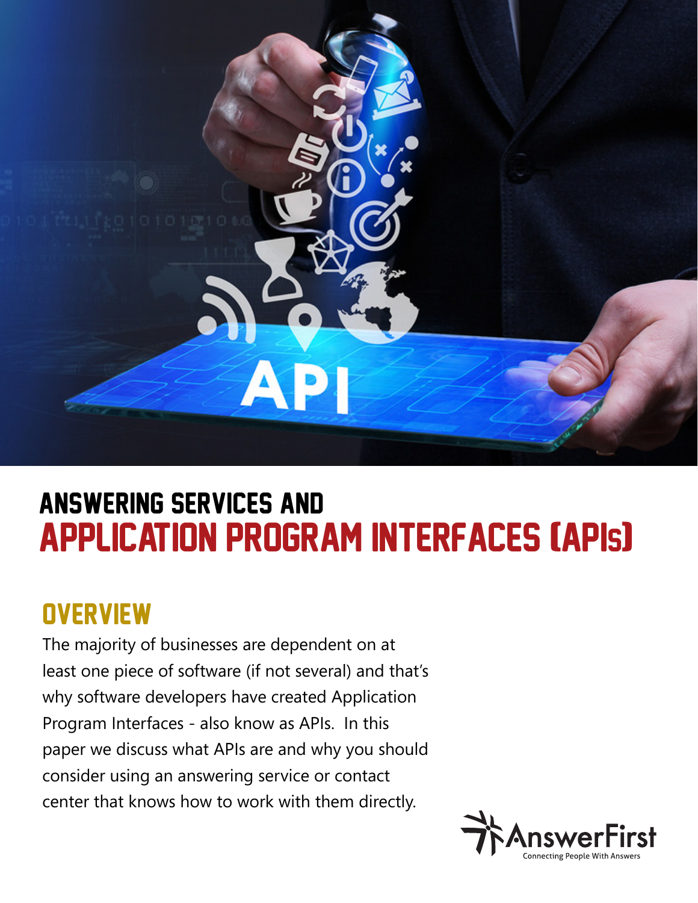# ANSWERING SERVICES AND APPLICATION PROGRAM INTERFACES (APIs)

## OVERVIEW

The majority of businesses are dependent on at least one piece of software (if not several) and that's why software developers have created Application Program Interfaces - also know as APIs. In this paper we discuss what APIs are and why you should consider using an answering service or contact center that knows how to work with them directly.

AnswerFirst
Connecting People With Answers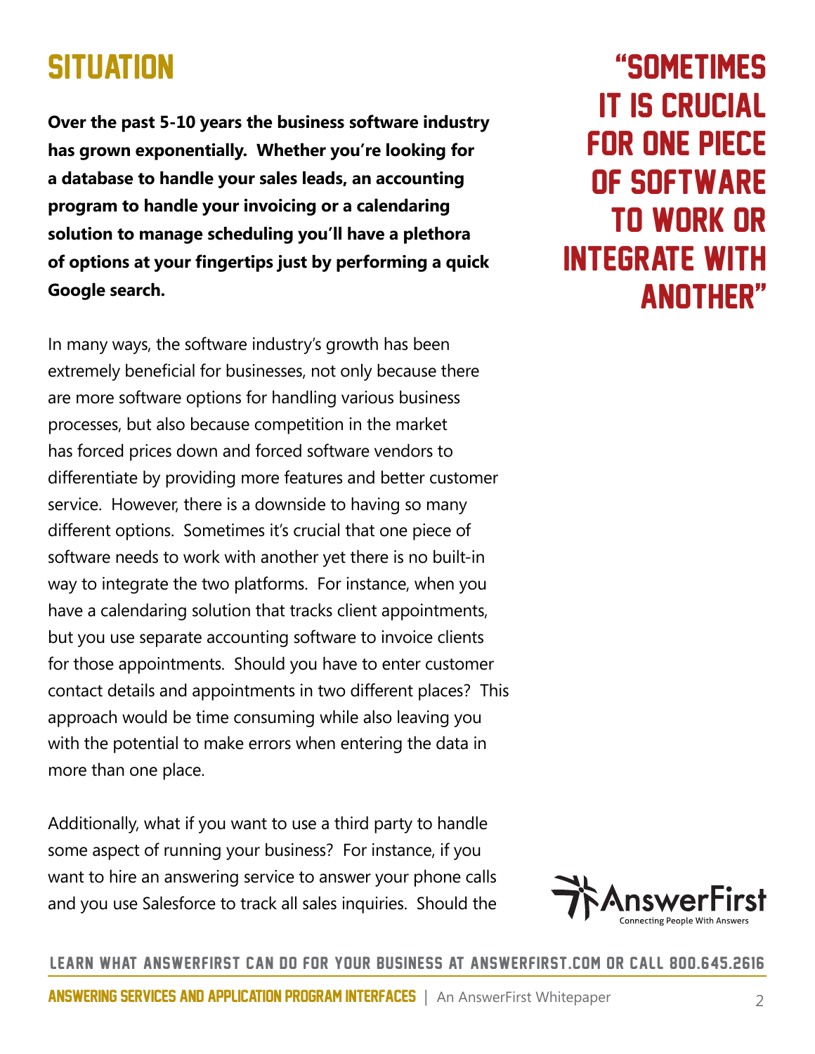# SITUATION

**Over the past 5-10 years the business software industry has grown exponentially. Whether you're looking for a database to handle your sales leads, an accounting program to handle your invoicing or a calendaring solution to manage scheduling you'll have a plethora of options at your fingertips just by performing a quick Google search.**

> "SOMETIMES IT IS CRUCIAL FOR ONE PIECE OF SOFTWARE TO WORK OR INTEGRATE WITH ANOTHER"

In many ways, the software industry's growth has been extremely beneficial for businesses, not only because there are more software options for handling various business processes, but also because competition in the market has forced prices down and forced software vendors to differentiate by providing more features and better customer service. However, there is a downside to having so many different options. Sometimes it's crucial that one piece of software needs to work with another yet there is no built-in way to integrate the two platforms. For instance, when you have a calendaring solution that tracks client appointments, but you use separate accounting software to invoice clients for those appointments. Should you have to enter customer contact details and appointments in two different places? This approach would be time consuming while also leaving you with the potential to make errors when entering the data in more than one place.

Additionally, what if you want to use a third party to handle some aspect of running your business? For instance, if you want to hire an answering service to answer your phone calls and you use Salesforce to track all sales inquiries. Should the

LEARN WHAT ANSWERFIRST CAN DO FOR YOUR BUSINESS AT ANSWERFIRST.COM OR CALL 800.645.2616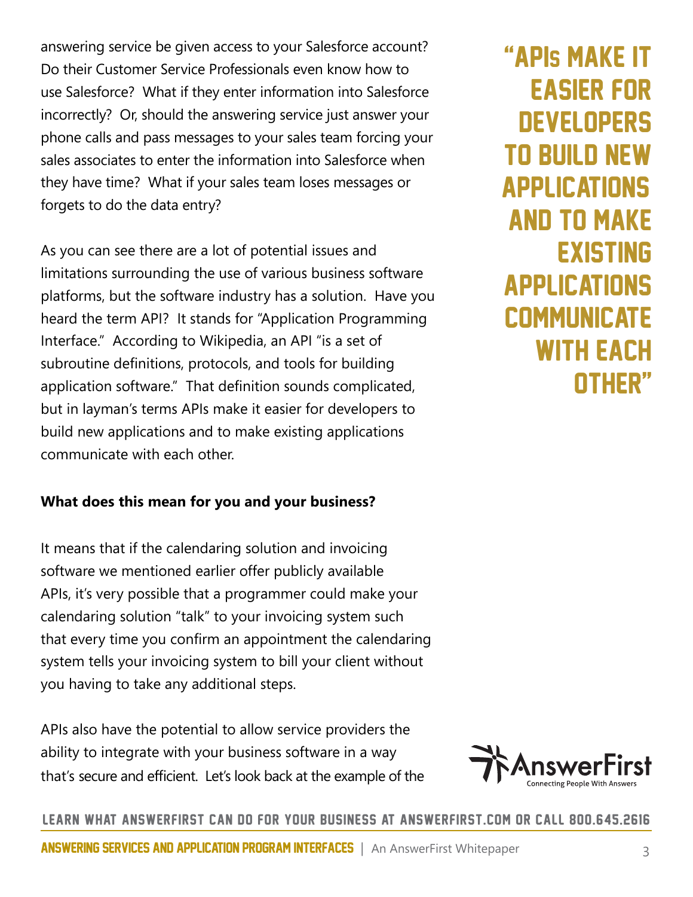answering service be given access to your Salesforce account? Do their Customer Service Professionals even know how to use Salesforce? What if they enter information into Salesforce incorrectly? Or, should the answering service just answer your phone calls and pass messages to your sales team forcing your sales associates to enter the information into Salesforce when they have time? What if your sales team loses messages or forgets to do the data entry?

As you can see there are a lot of potential issues and limitations surrounding the use of various business software platforms, but the software industry has a solution. Have you heard the term API? It stands for "Application Programming Interface." According to Wikipedia, an API "is a set of subroutine definitions, protocols, and tools for building application software." That definition sounds complicated, but in layman's terms APIs make it easier for developers to build new applications and to make existing applications communicate with each other.

> "APIs MAKE IT EASIER FOR DEVELOPERS TO BUILD NEW APPLICATIONS AND TO MAKE EXISTING APPLICATIONS COMMUNICATE WITH EACH OTHER"

**What does this mean for you and your business?**

It means that if the calendaring solution and invoicing software we mentioned earlier offer publicly available APIs, it's very possible that a programmer could make your calendaring solution "talk" to your invoicing system such that every time you confirm an appointment the calendaring system tells your invoicing system to bill your client without you having to take any additional steps.

APIs also have the potential to allow service providers the ability to integrate with your business software in a way that's secure and efficient. Let's look back at the example of the

LEARN WHAT ANSWERFIRST CAN DO FOR YOUR BUSINESS AT ANSWERFIRST.COM OR CALL 800.645.2616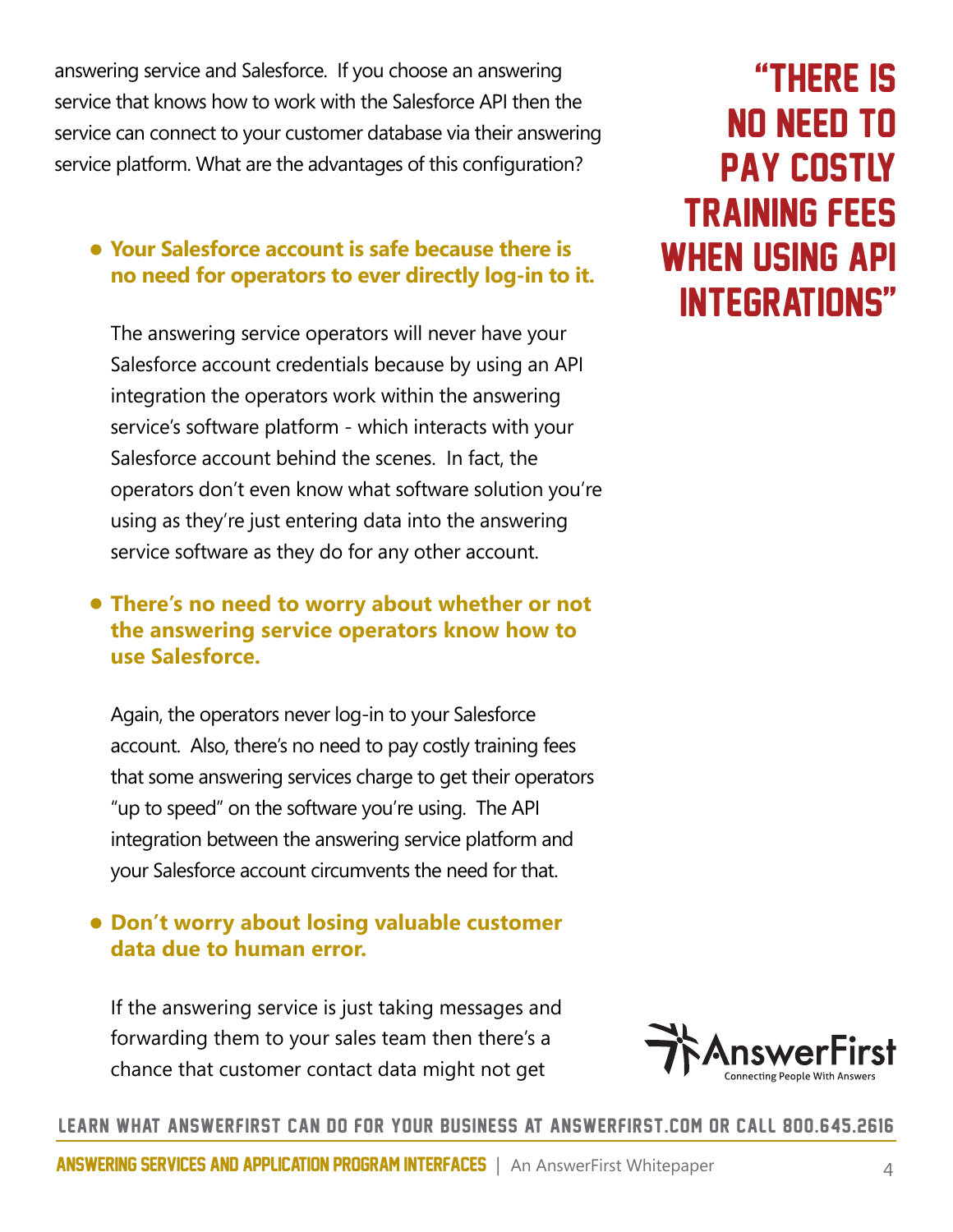answering service and Salesforce. If you choose an answering service that knows how to work with the Salesforce API then the service can connect to your customer database via their answering service platform. What are the advantages of this configuration?

> "THERE IS NO NEED TO PAY COSTLY TRAINING FEES WHEN USING API INTEGRATIONS"

- **Your Salesforce account is safe because there is no need for operators to ever directly log-in to it.**

  The answering service operators will never have your Salesforce account credentials because by using an API integration the operators work within the answering service's software platform - which interacts with your Salesforce account behind the scenes. In fact, the operators don't even know what software solution you're using as they're just entering data into the answering service software as they do for any other account.

- **There's no need to worry about whether or not the answering service operators know how to use Salesforce.**

  Again, the operators never log-in to your Salesforce account. Also, there's no need to pay costly training fees that some answering services charge to get their operators "up to speed" on the software you're using. The API integration between the answering service platform and your Salesforce account circumvents the need for that.

- **Don't worry about losing valuable customer data due to human error.**

  If the answering service is just taking messages and forwarding them to your sales team then there's a chance that customer contact data might not get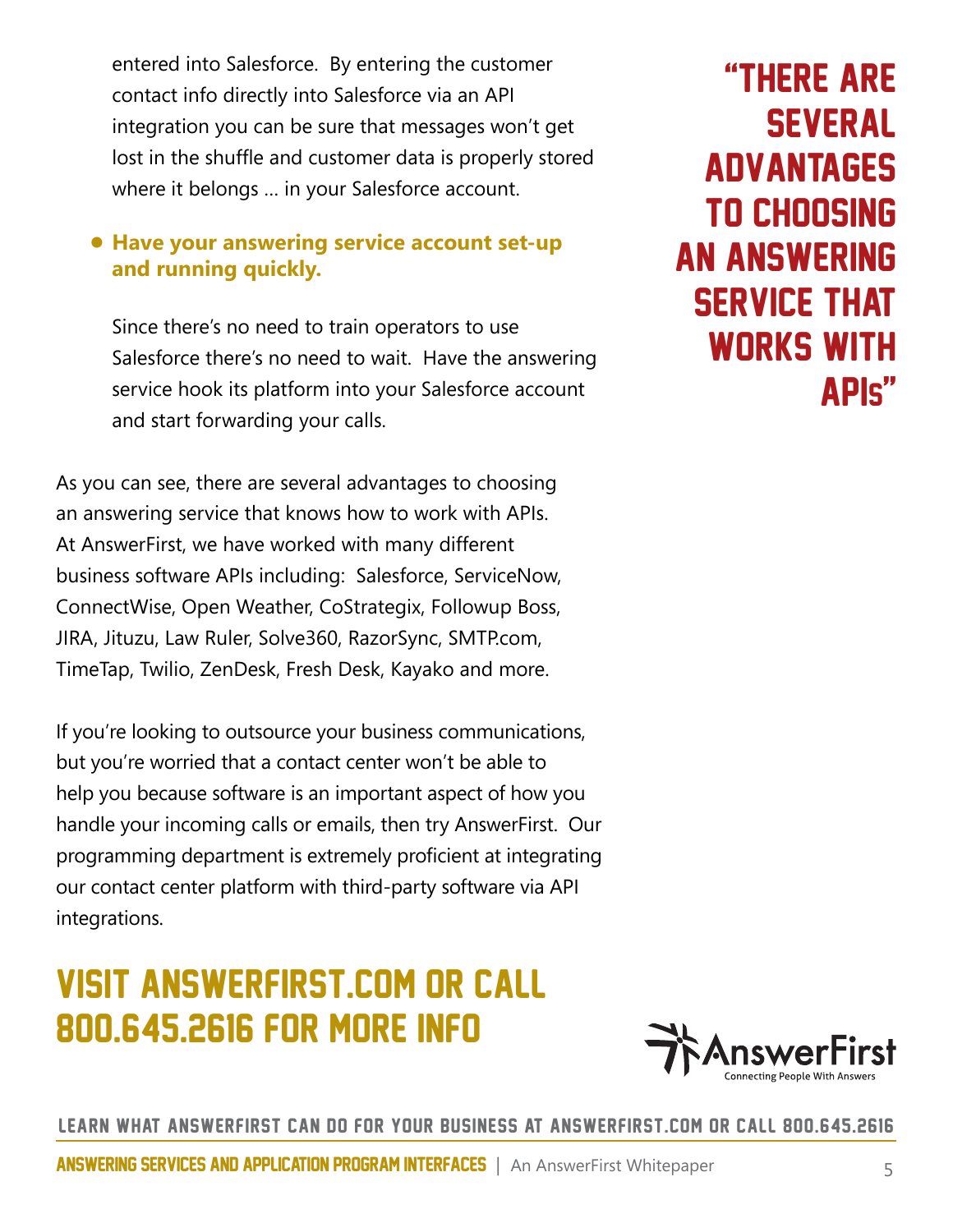entered into Salesforce. By entering the customer contact info directly into Salesforce via an API integration you can be sure that messages won't get lost in the shuffle and customer data is properly stored where it belongs … in your Salesforce account.

- **Have your answering service account set-up and running quickly.**

  Since there's no need to train operators to use Salesforce there's no need to wait. Have the answering service hook its platform into your Salesforce account and start forwarding your calls.

As you can see, there are several advantages to choosing an answering service that knows how to work with APIs. At AnswerFirst, we have worked with many different business software APIs including: Salesforce, ServiceNow, ConnectWise, Open Weather, CoStrategix, Followup Boss, JIRA, Jituzu, Law Ruler, Solve360, RazorSync, SMTP.com, TimeTap, Twilio, ZenDesk, Fresh Desk, Kayako and more.

If you're looking to outsource your business communications, but you're worried that a contact center won't be able to help you because software is an important aspect of how you handle your incoming calls or emails, then try AnswerFirst. Our programming department is extremely proficient at integrating our contact center platform with third-party software via API integrations.

> "THERE ARE SEVERAL ADVANTAGES TO CHOOSING AN ANSWERING SERVICE THAT WORKS WITH APIs"

## VISIT ANSWERFIRST.COM OR CALL 800.645.2616 FOR MORE INFO

AnswerFirst
Connecting People With Answers

LEARN WHAT ANSWERFIRST CAN DO FOR YOUR BUSINESS AT ANSWERFIRST.COM OR CALL 800.645.2616